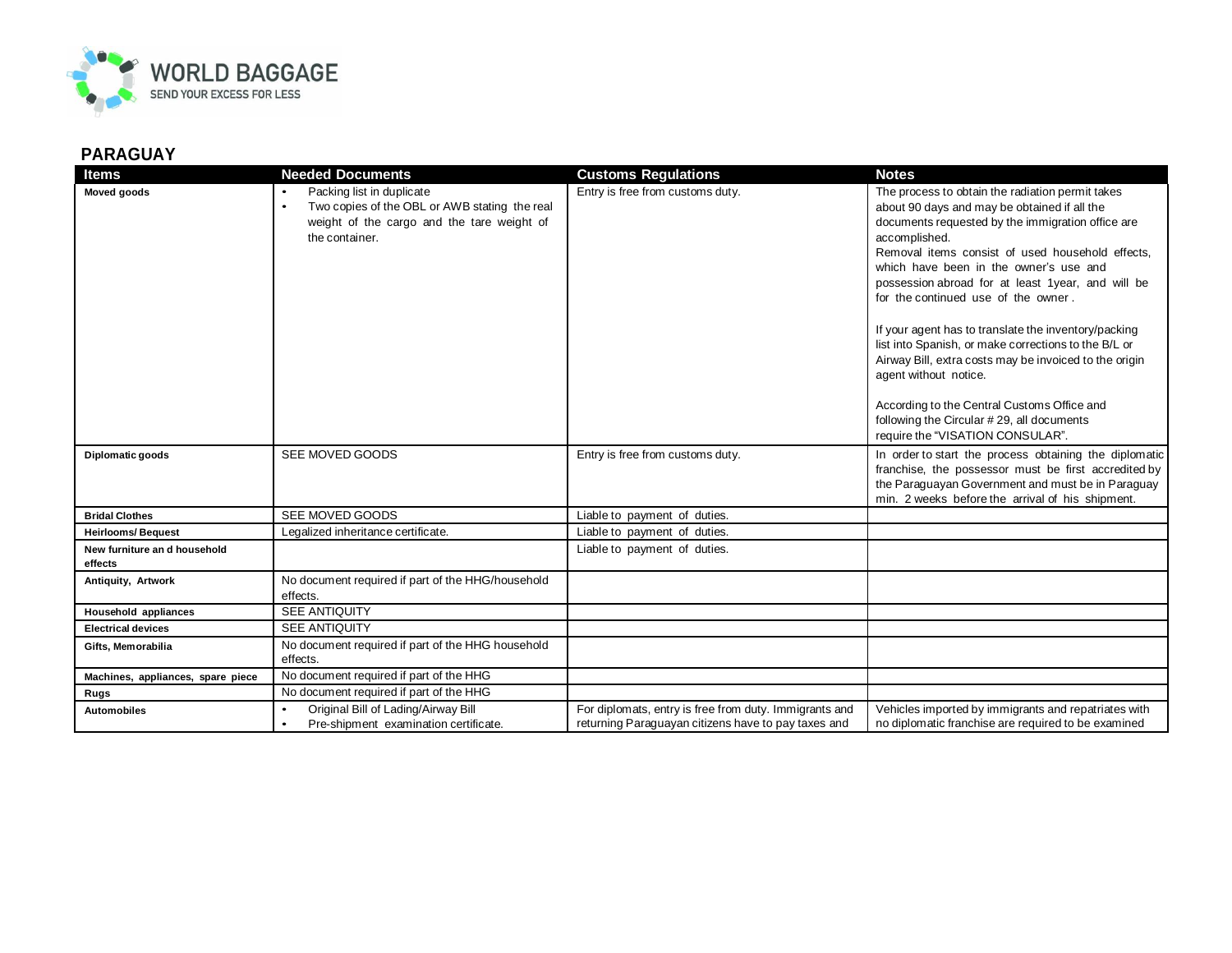## PARAGUAY

| Items | Needed Documents | Customs Regulations | Notes |
|---|---|---|---|
| **Moved goods** | • Packing list in duplicate<br>• Two copies of the OBL or AWB stating the real weight of the cargo and the tare weight of the container. | Entry is free from customs duty. | The process to obtain the radiation permit takes about 90 days and may be obtained if all the documents requested by the immigration office are accomplished.<br>Removal items consist of used household effects, which have been in the owner's use and possession abroad for at least 1year, and will be for the continued use of the owner .<br><br>If your agent has to translate the inventory/packing list into Spanish, or make corrections to the B/L or Airway Bill, extra costs may be invoiced to the origin agent without notice.<br><br>According to the Central Customs Office and following the Circular # 29, all documents require the "VISATION CONSULAR". |
| **Diplomatic goods** | SEE MOVED GOODS | Entry is free from customs duty. | In order to start the process obtaining the diplomatic franchise, the possessor must be first accredited by the Paraguayan Government and must be in Paraguay min. 2 weeks before the arrival of his shipment. |
| **Bridal Clothes** | SEE MOVED GOODS | Liable to payment of duties. | |
| **Heirlooms/ Bequest** | Legalized inheritance certificate. | Liable to payment of duties. | |
| **New furniture an d household effects** | | Liable to payment of duties. | |
| **Antiquity, Artwork** | No document required if part of the HHG/household effects. | | |
| **Household appliances** | SEE ANTIQUITY | | |
| **Electrical devices** | SEE ANTIQUITY | | |
| **Gifts, Memorabilia** | No document required if part of the HHG household effects. | | |
| **Machines, appliances, spare piece** | No document required if part of the HHG | | |
| **Rugs** | No document required if part of the HHG | | |
| **Automobiles** | • Original Bill of Lading/Airway Bill<br>• Pre-shipment examination certificate. | For diplomats, entry is free from duty. Immigrants and returning Paraguayan citizens have to pay taxes and | Vehicles imported by immigrants and repatriates with no diplomatic franchise are required to be examined |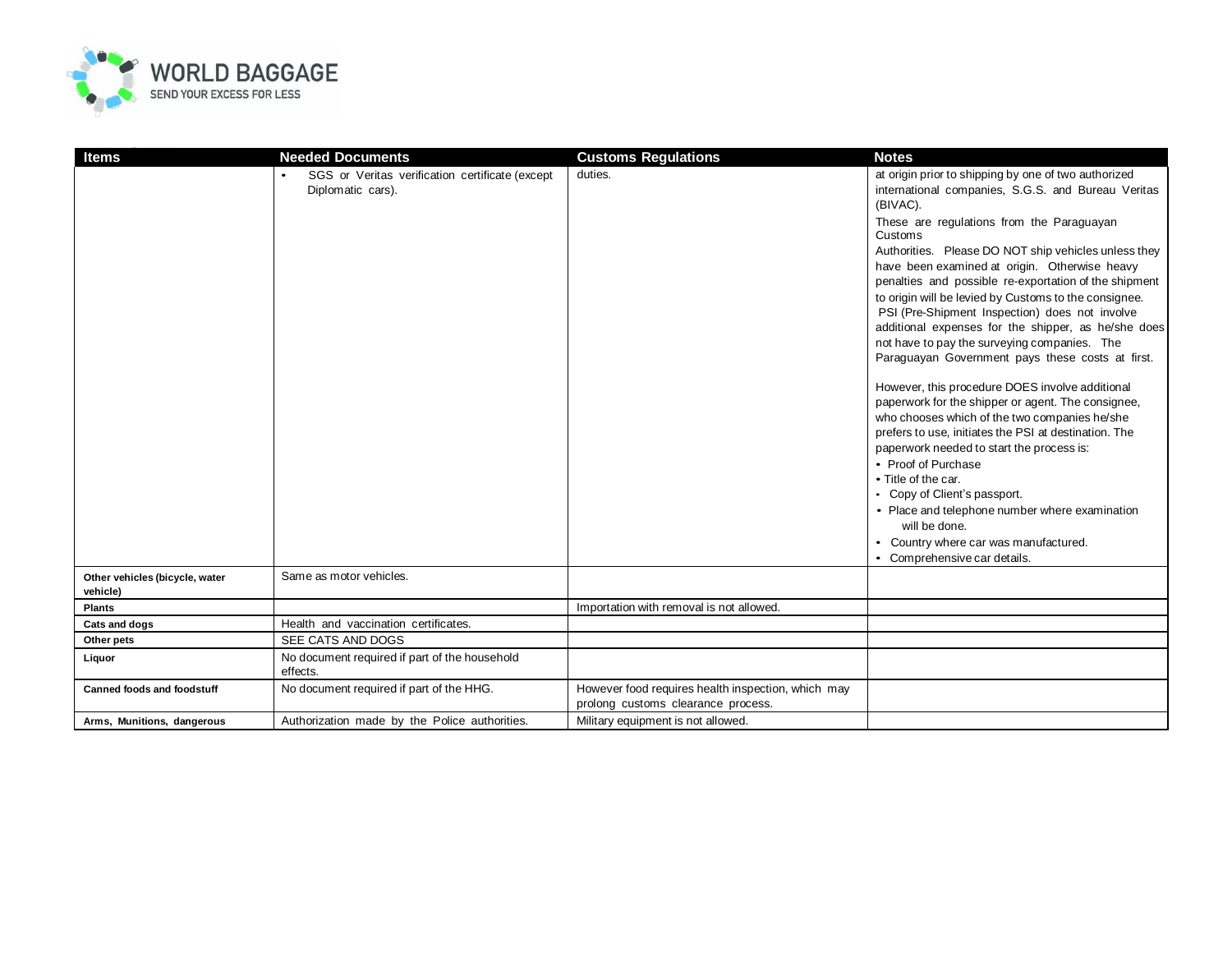| Items | Needed Documents | Customs Regulations | Notes |
| --- | --- | --- | --- |
| | • SGS or Veritas verification certificate (except Diplomatic cars). | duties. | at origin prior to shipping by one of two authorized international companies, S.G.S. and Bureau Veritas (BIVAC).<br>These are regulations from the Paraguayan Customs Authorities. Please DO NOT ship vehicles unless they have been examined at origin. Otherwise heavy penalties and possible re-exportation of the shipment to origin will be levied by Customs to the consignee. PSI (Pre-Shipment Inspection) does not involve additional expenses for the shipper, as he/she does not have to pay the surveying companies. The Paraguayan Government pays these costs at first.<br><br>However, this procedure DOES involve additional paperwork for the shipper or agent. The consignee, who chooses which of the two companies he/she prefers to use, initiates the PSI at destination. The paperwork needed to start the process is:<br>• Proof of Purchase<br>• Title of the car.<br>• Copy of Client's passport.<br>• Place and telephone number where examination will be done.<br>• Country where car was manufactured.<br>• Comprehensive car details. |
| **Other vehicles (bicycle, water vehicle)** | Same as motor vehicles. | | |
| **Plants** | | Importation with removal is not allowed. | |
| **Cats and dogs** | Health and vaccination certificates. | | |
| **Other pets** | SEE CATS AND DOGS | | |
| **Liquor** | No document required if part of the household effects. | | |
| **Canned foods and foodstuff** | No document required if part of the HHG. | However food requires health inspection, which may prolong customs clearance process. | |
| **Arms, Munitions, dangerous** | Authorization made by the Police authorities. | Military equipment is not allowed. | |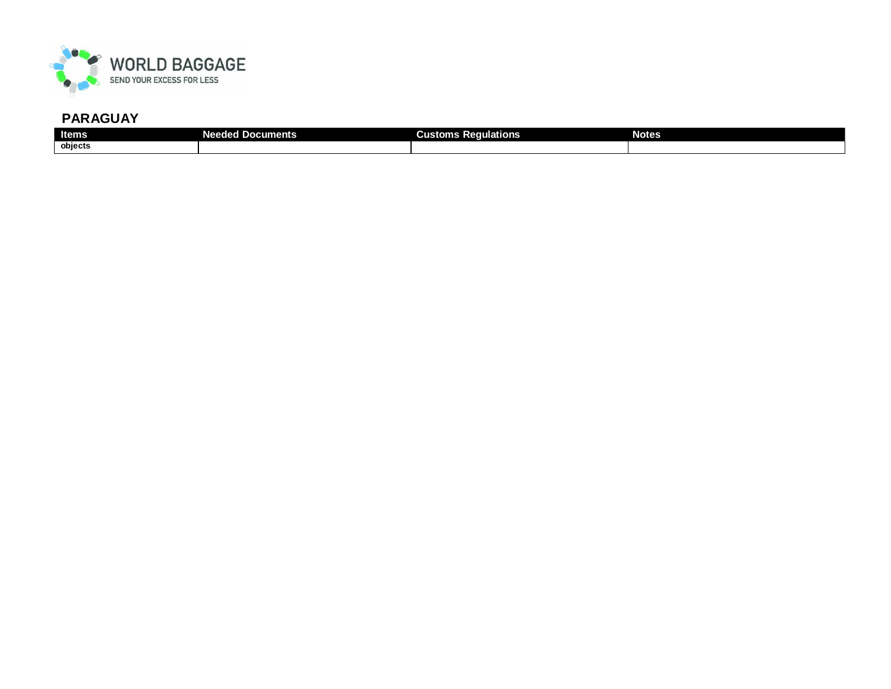WORLD BAGGAGE
SEND YOUR EXCESS FOR LESS

## PARAGUAY

| Items | Needed Documents | Customs Regulations | Notes |
| --- | --- | --- | --- |
| **objects** | | | |